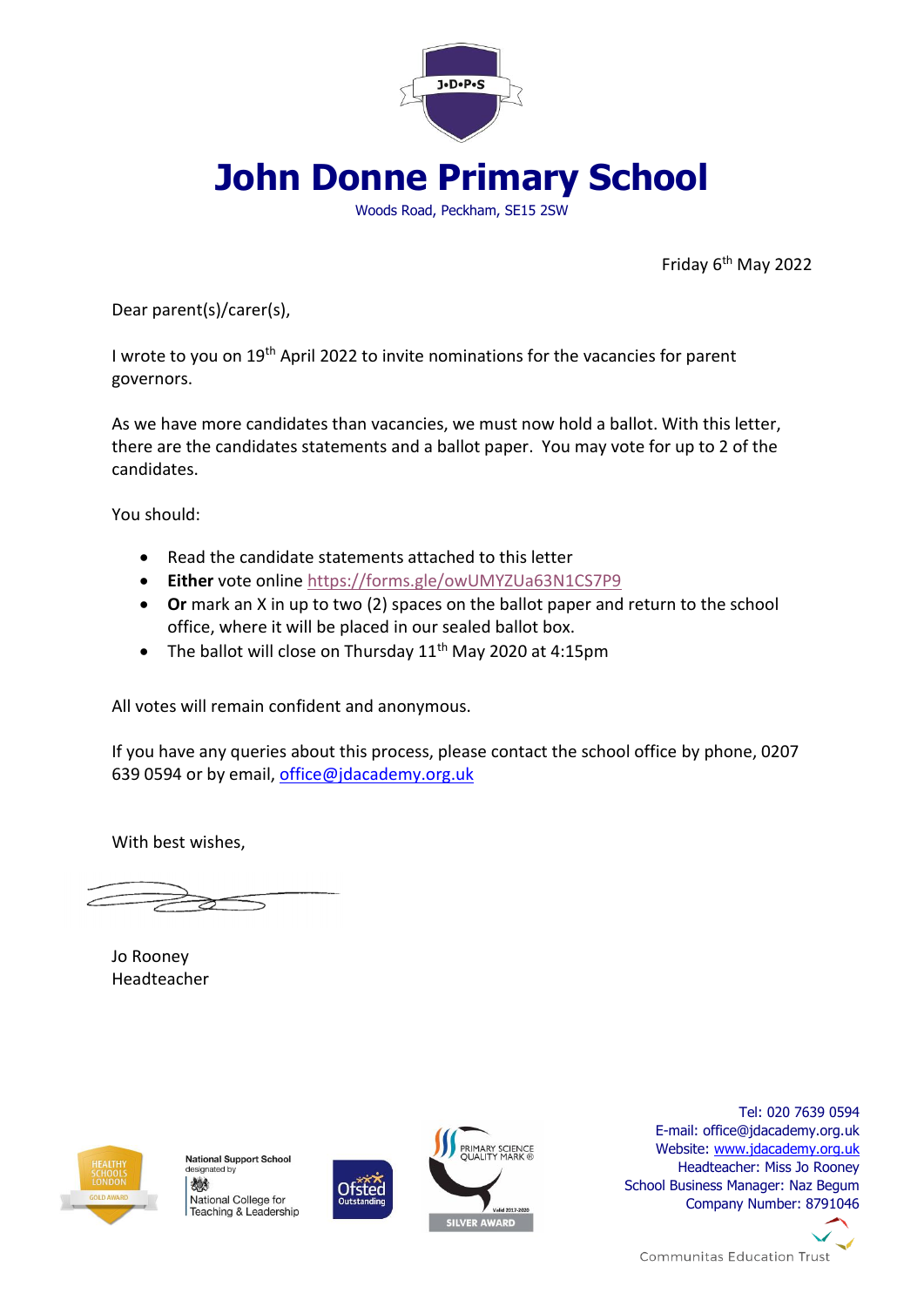# John Donne Primary School

Woods Road, Peckham, SE15 2SW

Friday 6th May 2022

Dear parent(s)/carer(s),

I wrote to you on 19th April 2022 to invite nominations for the vacancies for parent governors.

As we have more candidates than vacancies, we must now hold a ballot. With this letter, there are the candidates statements and a ballot paper. You may vote for up to 2 of the candidates.

You should:

- Read the candidate statements attached to this letter
- **Either** vote online https://forms.gle/owUMYZUa63N1CS7P9
- **Or** mark an X in up to two (2) spaces on the ballot paper and return to the school office, where it will be placed in our sealed ballot box.
- The ballot will close on Thursday 11th May 2020 at 4:15pm

All votes will remain confident and anonymous.

If you have any queries about this process, please contact the school office by phone, 0207 639 0594 or by email, office@jdacademy.org.uk

With best wishes,

Jo Rooney
Headteacher

Tel: 020 7639 0594
E-mail: office@jdacademy.org.uk
Website: www.jdacademy.org.uk
Headteacher: Miss Jo Rooney
School Business Manager: Naz Begum
Company Number: 8791046

Communitas Education Trust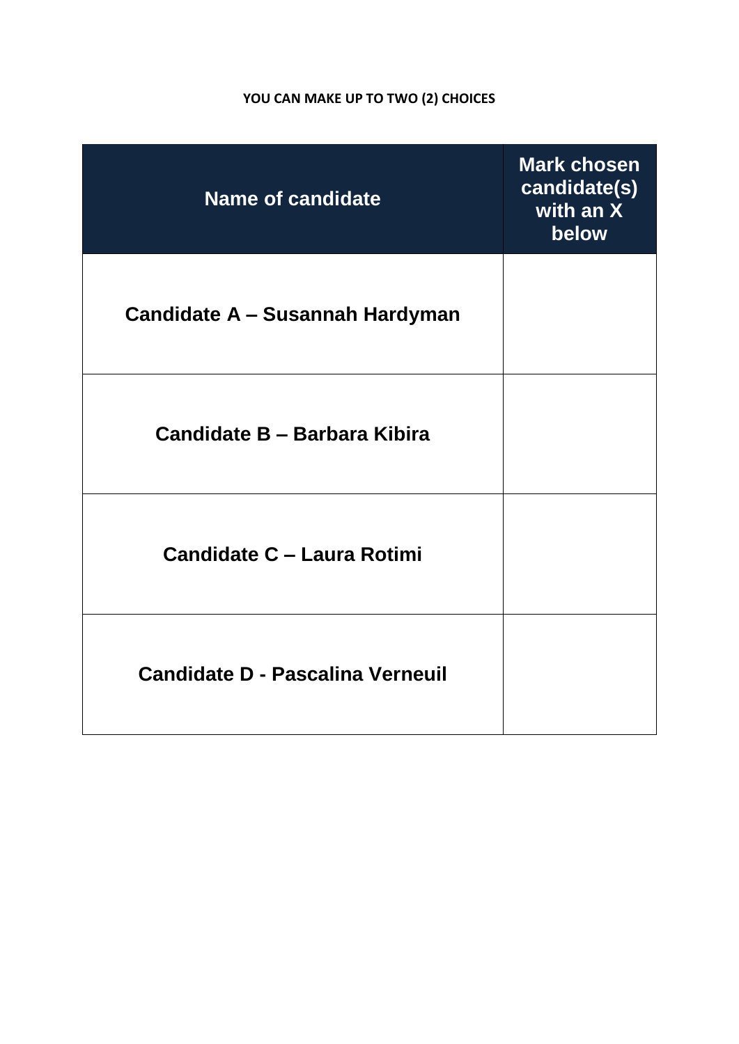**YOU CAN MAKE UP TO TWO (2) CHOICES**

| Name of candidate | Mark chosen candidate(s) with an X below |
|---|---|
| **Candidate A – Susannah Hardyman** | |
| **Candidate B – Barbara Kibira** | |
| **Candidate C – Laura Rotimi** | |
| **Candidate D - Pascalina Verneuil** | |